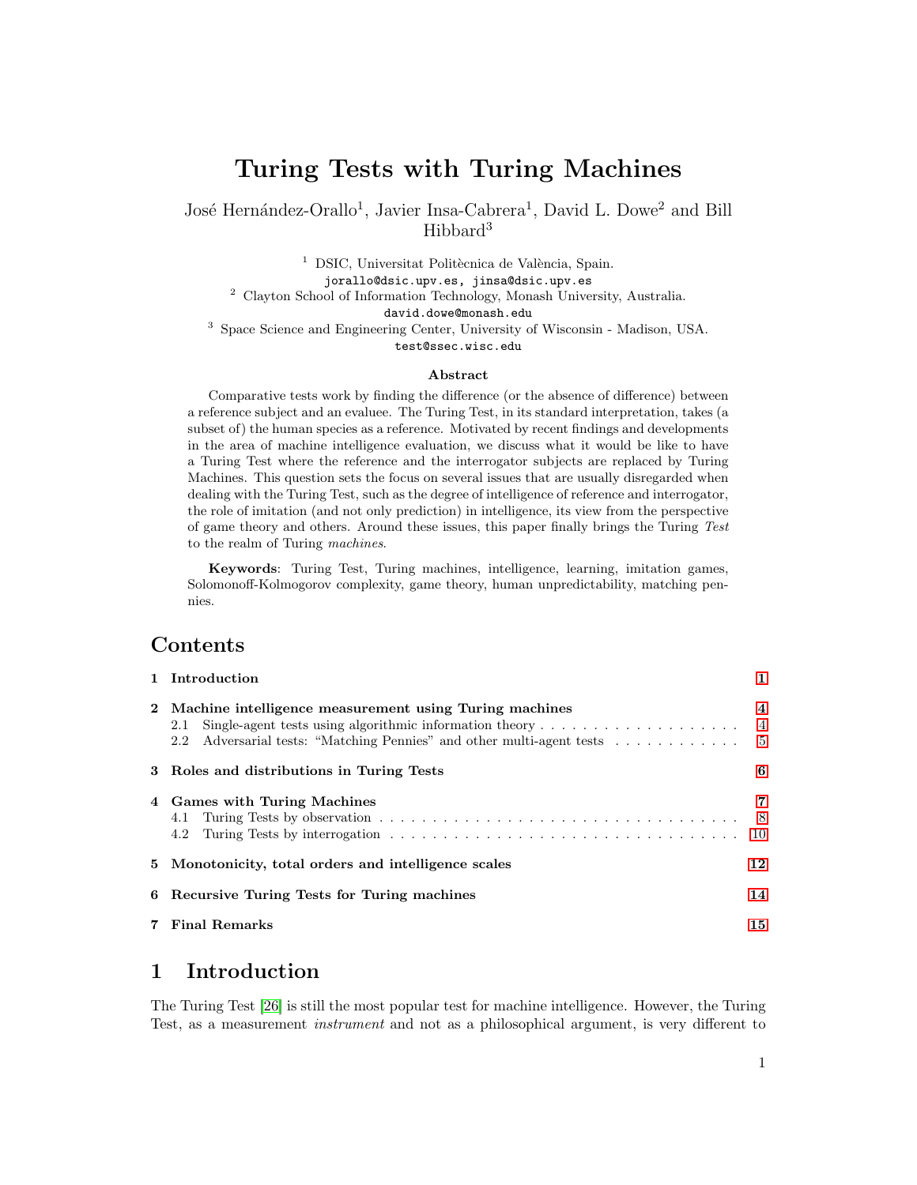# Turing Tests with Turing Machines

José Hernández-Orallo[1], Javier Insa-Cabrera[1], David L. Dowe[2] and Bill Hibbard[3]

[1] DSIC, Universitat Politècnica de València, Spain.
jorallo@dsic.upv.es, jinsa@dsic.upv.es

[2] Clayton School of Information Technology, Monash University, Australia.
david.dowe@monash.edu

[3] Space Science and Engineering Center, University of Wisconsin - Madison, USA.
test@ssec.wisc.edu

### Abstract

Comparative tests work by finding the difference (or the absence of difference) between a reference subject and an evaluee. The Turing Test, in its standard interpretation, takes (a subset of) the human species as a reference. Motivated by recent findings and developments in the area of machine intelligence evaluation, we discuss what it would be like to have a Turing Test where the reference and the interrogator subjects are replaced by Turing Machines. This question sets the focus on several issues that are usually disregarded when dealing with the Turing Test, such as the degree of intelligence of reference and interrogator, the role of imitation (and not only prediction) in intelligence, its view from the perspective of game theory and others. Around these issues, this paper finally brings the Turing *Test* to the realm of Turing *machines*.

**Keywords**: Turing Test, Turing machines, intelligence, learning, imitation games, Solomonoff-Kolmogorov complexity, game theory, human unpredictability, matching pennies.

## Contents

1 Introduction — 1

2 Machine intelligence measurement using Turing machines — 4
- 2.1 Single-agent tests using algorithmic information theory — 4
- 2.2 Adversarial tests: "Matching Pennies" and other multi-agent tests — 5

3 Roles and distributions in Turing Tests — 6

4 Games with Turing Machines — 7
- 4.1 Turing Tests by observation — 8
- 4.2 Turing Tests by interrogation — 10

5 Monotonicity, total orders and intelligence scales — 12

6 Recursive Turing Tests for Turing machines — 14

7 Final Remarks — 15

## 1 Introduction

The Turing Test [26] is still the most popular test for machine intelligence. However, the Turing Test, as a measurement *instrument* and not as a philosophical argument, is very different to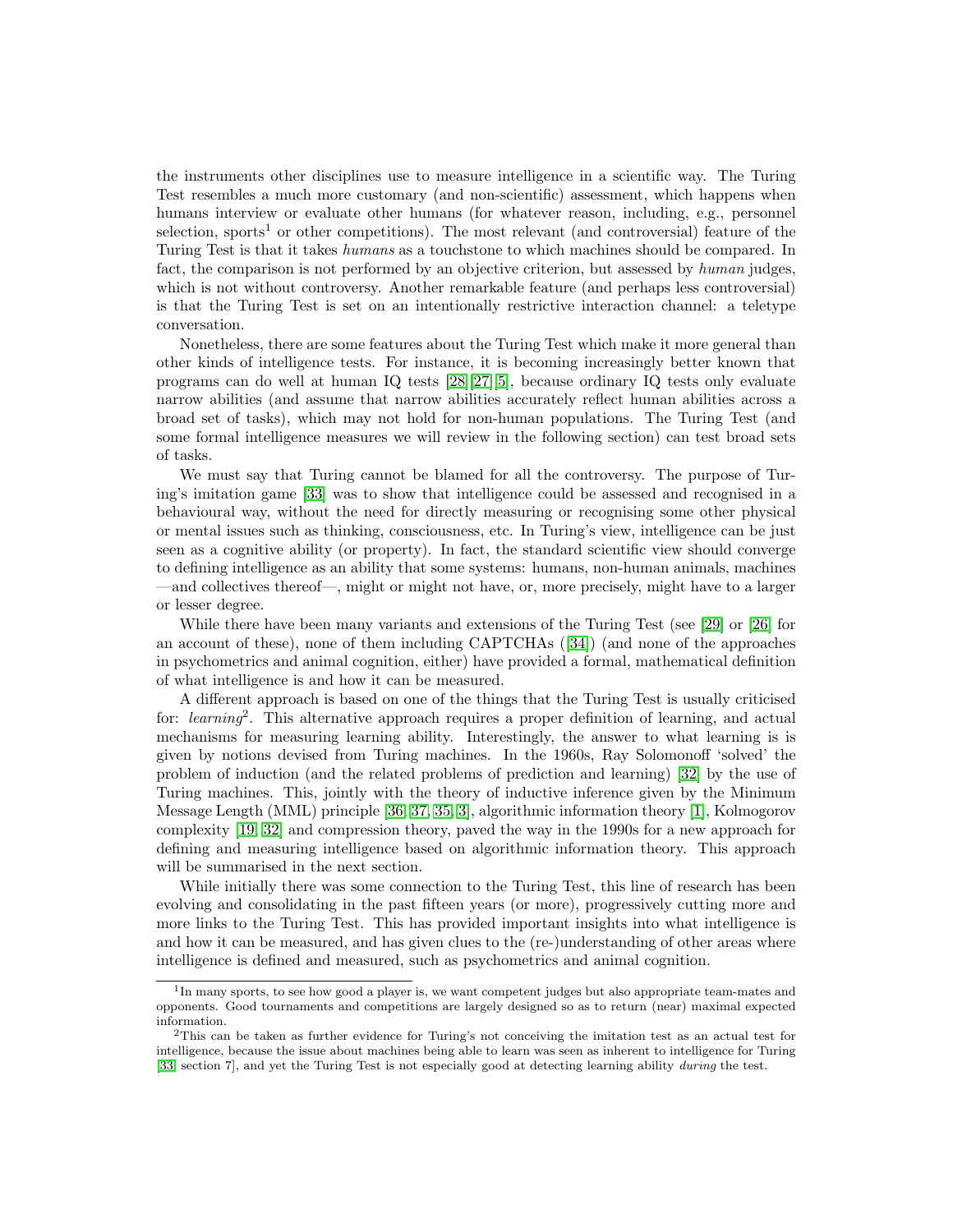the instruments other disciplines use to measure intelligence in a scientific way. The Turing Test resembles a much more customary (and non-scientific) assessment, which happens when humans interview or evaluate other humans (for whatever reason, including, e.g., personnel selection, sports[1] or other competitions). The most relevant (and controversial) feature of the Turing Test is that it takes *humans* as a touchstone to which machines should be compared. In fact, the comparison is not performed by an objective criterion, but assessed by *human* judges, which is not without controversy. Another remarkable feature (and perhaps less controversial) is that the Turing Test is set on an intentionally restrictive interaction channel: a teletype conversation.

Nonetheless, there are some features about the Turing Test which make it more general than other kinds of intelligence tests. For instance, it is becoming increasingly better known that programs can do well at human IQ tests [28][27][5], because ordinary IQ tests only evaluate narrow abilities (and assume that narrow abilities accurately reflect human abilities across a broad set of tasks), which may not hold for non-human populations. The Turing Test (and some formal intelligence measures we will review in the following section) can test broad sets of tasks.

We must say that Turing cannot be blamed for all the controversy. The purpose of Turing's imitation game [33] was to show that intelligence could be assessed and recognised in a behavioural way, without the need for directly measuring or recognising some other physical or mental issues such as thinking, consciousness, etc. In Turing's view, intelligence can be just seen as a cognitive ability (or property). In fact, the standard scientific view should converge to defining intelligence as an ability that some systems: humans, non-human animals, machines —and collectives thereof—, might or might not have, or, more precisely, might have to a larger or lesser degree.

While there have been many variants and extensions of the Turing Test (see [29] or [26] for an account of these), none of them including CAPTCHAs ([34]) (and none of the approaches in psychometrics and animal cognition, either) have provided a formal, mathematical definition of what intelligence is and how it can be measured.

A different approach is based on one of the things that the Turing Test is usually criticised for: *learning*[2]. This alternative approach requires a proper definition of learning, and actual mechanisms for measuring learning ability. Interestingly, the answer to what learning is is given by notions devised from Turing machines. In the 1960s, Ray Solomonoff 'solved' the problem of induction (and the related problems of prediction and learning) [32] by the use of Turing machines. This, jointly with the theory of inductive inference given by the Minimum Message Length (MML) principle [36, 37, 35, 3], algorithmic information theory [1], Kolmogorov complexity [19, 32] and compression theory, paved the way in the 1990s for a new approach for defining and measuring intelligence based on algorithmic information theory. This approach will be summarised in the next section.

While initially there was some connection to the Turing Test, this line of research has been evolving and consolidating in the past fifteen years (or more), progressively cutting more and more links to the Turing Test. This has provided important insights into what intelligence is and how it can be measured, and has given clues to the (re-)understanding of other areas where intelligence is defined and measured, such as psychometrics and animal cognition.

[1] In many sports, to see how good a player is, we want competent judges but also appropriate team-mates and opponents. Good tournaments and competitions are largely designed so as to return (near) maximal expected information.

[2] This can be taken as further evidence for Turing's not conceiving the imitation test as an actual test for intelligence, because the issue about machines being able to learn was seen as inherent to intelligence for Turing [33, section 7], and yet the Turing Test is not especially good at detecting learning ability *during* the test.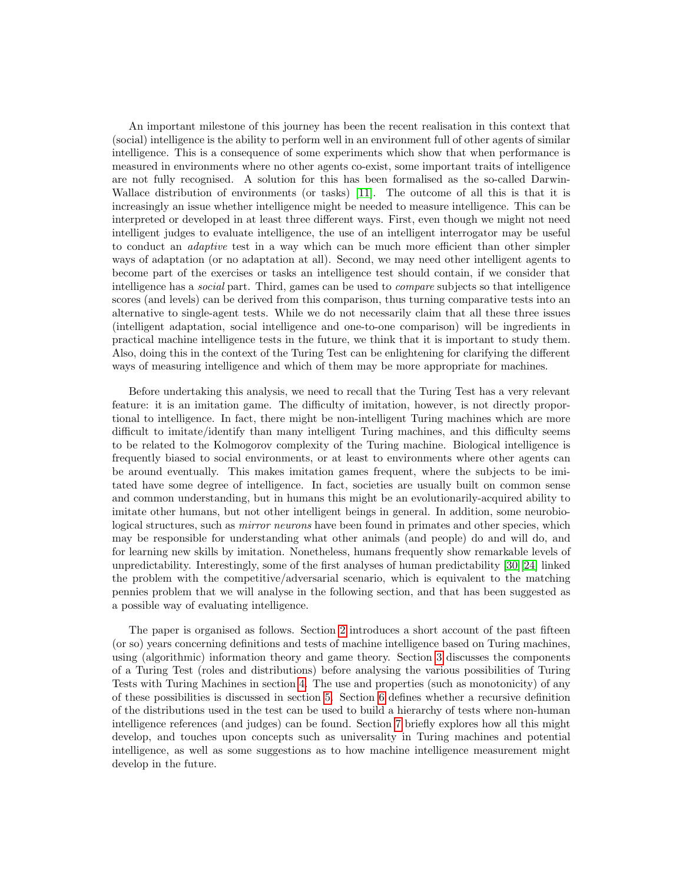An important milestone of this journey has been the recent realisation in this context that (social) intelligence is the ability to perform well in an environment full of other agents of similar intelligence. This is a consequence of some experiments which show that when performance is measured in environments where no other agents co-exist, some important traits of intelligence are not fully recognised. A solution for this has been formalised as the so-called Darwin-Wallace distribution of environments (or tasks) [11]. The outcome of all this is that it is increasingly an issue whether intelligence might be needed to measure intelligence. This can be interpreted or developed in at least three different ways. First, even though we might not need intelligent judges to evaluate intelligence, the use of an intelligent interrogator may be useful to conduct an *adaptive* test in a way which can be much more efficient than other simpler ways of adaptation (or no adaptation at all). Second, we may need other intelligent agents to become part of the exercises or tasks an intelligence test should contain, if we consider that intelligence has a *social* part. Third, games can be used to *compare* subjects so that intelligence scores (and levels) can be derived from this comparison, thus turning comparative tests into an alternative to single-agent tests. While we do not necessarily claim that all these three issues (intelligent adaptation, social intelligence and one-to-one comparison) will be ingredients in practical machine intelligence tests in the future, we think that it is important to study them. Also, doing this in the context of the Turing Test can be enlightening for clarifying the different ways of measuring intelligence and which of them may be more appropriate for machines.

Before undertaking this analysis, we need to recall that the Turing Test has a very relevant feature: it is an imitation game. The difficulty of imitation, however, is not directly proportional to intelligence. In fact, there might be non-intelligent Turing machines which are more difficult to imitate/identify than many intelligent Turing machines, and this difficulty seems to be related to the Kolmogorov complexity of the Turing machine. Biological intelligence is frequently biased to social environments, or at least to environments where other agents can be around eventually. This makes imitation games frequent, where the subjects to be imitated have some degree of intelligence. In fact, societies are usually built on common sense and common understanding, but in humans this might be an evolutionarily-acquired ability to imitate other humans, but not other intelligent beings in general. In addition, some neurobiological structures, such as *mirror neurons* have been found in primates and other species, which may be responsible for understanding what other animals (and people) do and will do, and for learning new skills by imitation. Nonetheless, humans frequently show remarkable levels of unpredictability. Interestingly, some of the first analyses of human predictability [30][24] linked the problem with the competitive/adversarial scenario, which is equivalent to the matching pennies problem that we will analyse in the following section, and that has been suggested as a possible way of evaluating intelligence.

The paper is organised as follows. Section 2 introduces a short account of the past fifteen (or so) years concerning definitions and tests of machine intelligence based on Turing machines, using (algorithmic) information theory and game theory. Section 3 discusses the components of a Turing Test (roles and distributions) before analysing the various possibilities of Turing Tests with Turing Machines in section 4. The use and properties (such as monotonicity) of any of these possibilities is discussed in section 5. Section 6 defines whether a recursive definition of the distributions used in the test can be used to build a hierarchy of tests where non-human intelligence references (and judges) can be found. Section 7 briefly explores how all this might develop, and touches upon concepts such as universality in Turing machines and potential intelligence, as well as some suggestions as to how machine intelligence measurement might develop in the future.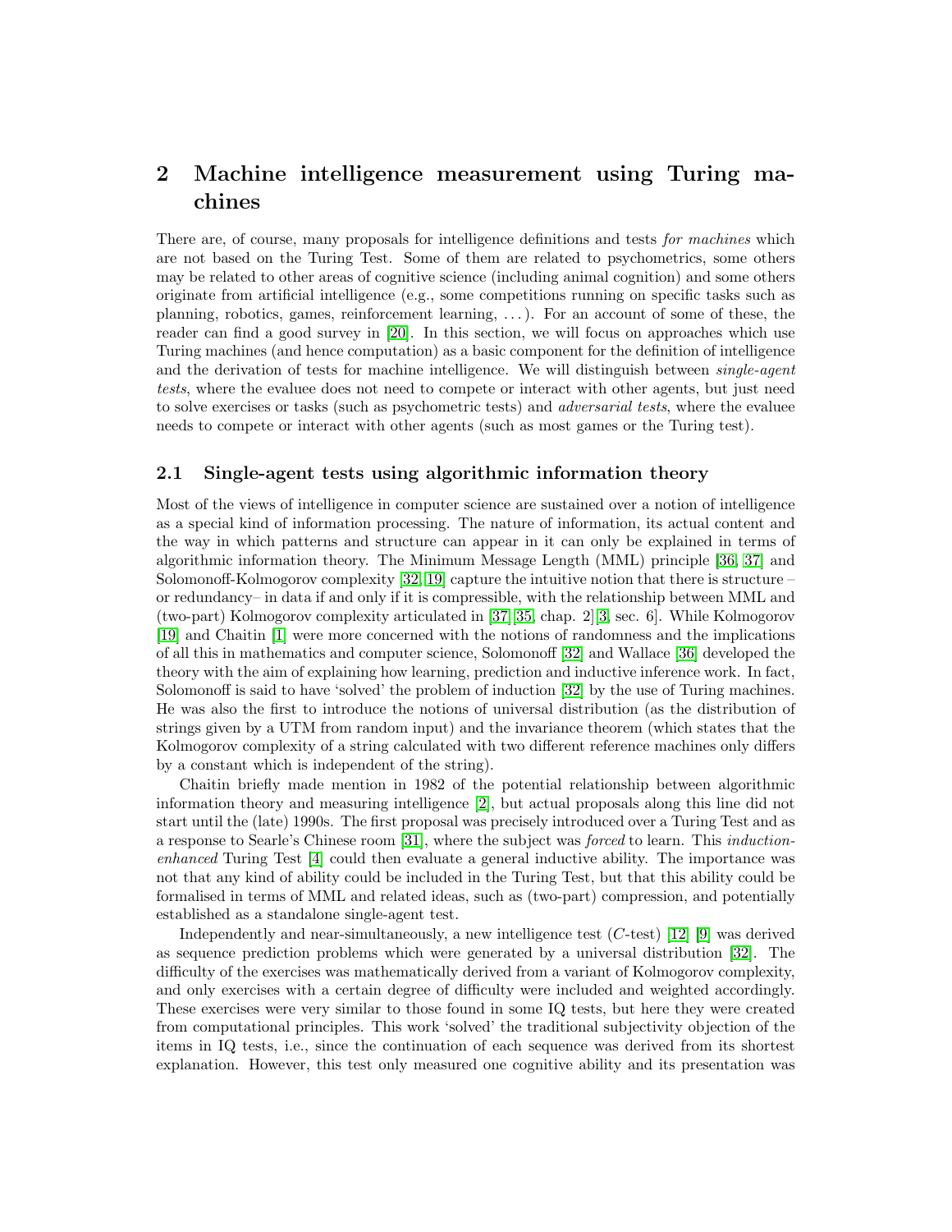## 2 Machine intelligence measurement using Turing machines

There are, of course, many proposals for intelligence definitions and tests *for machines* which are not based on the Turing Test. Some of them are related to psychometrics, some others may be related to other areas of cognitive science (including animal cognition) and some others originate from artificial intelligence (e.g., some competitions running on specific tasks such as planning, robotics, games, reinforcement learning, . . . ). For an account of some of these, the reader can find a good survey in [20]. In this section, we will focus on approaches which use Turing machines (and hence computation) as a basic component for the definition of intelligence and the derivation of tests for machine intelligence. We will distinguish between *single-agent tests*, where the evaluee does not need to compete or interact with other agents, but just need to solve exercises or tasks (such as psychometric tests) and *adversarial tests*, where the evaluee needs to compete or interact with other agents (such as most games or the Turing test).

### 2.1 Single-agent tests using algorithmic information theory

Most of the views of intelligence in computer science are sustained over a notion of intelligence as a special kind of information processing. The nature of information, its actual content and the way in which patterns and structure can appear in it can only be explained in terms of algorithmic information theory. The Minimum Message Length (MML) principle [36, 37] and Solomonoff-Kolmogorov complexity [32, 19] capture the intuitive notion that there is structure – or redundancy– in data if and only if it is compressible, with the relationship between MML and (two-part) Kolmogorov complexity articulated in [37][35, chap. 2][3, sec. 6]. While Kolmogorov [19] and Chaitin [1] were more concerned with the notions of randomness and the implications of all this in mathematics and computer science, Solomonoff [32] and Wallace [36] developed the theory with the aim of explaining how learning, prediction and inductive inference work. In fact, Solomonoff is said to have 'solved' the problem of induction [32] by the use of Turing machines. He was also the first to introduce the notions of universal distribution (as the distribution of strings given by a UTM from random input) and the invariance theorem (which states that the Kolmogorov complexity of a string calculated with two different reference machines only differs by a constant which is independent of the string).

Chaitin briefly made mention in 1982 of the potential relationship between algorithmic information theory and measuring intelligence [2], but actual proposals along this line did not start until the (late) 1990s. The first proposal was precisely introduced over a Turing Test and as a response to Searle's Chinese room [31], where the subject was *forced* to learn. This *induction-enhanced* Turing Test [4] could then evaluate a general inductive ability. The importance was not that any kind of ability could be included in the Turing Test, but that this ability could be formalised in terms of MML and related ideas, such as (two-part) compression, and potentially established as a standalone single-agent test.

Independently and near-simultaneously, a new intelligence test ($C$-test) [12] [9] was derived as sequence prediction problems which were generated by a universal distribution [32]. The difficulty of the exercises was mathematically derived from a variant of Kolmogorov complexity, and only exercises with a certain degree of difficulty were included and weighted accordingly. These exercises were very similar to those found in some IQ tests, but here they were created from computational principles. This work 'solved' the traditional subjectivity objection of the items in IQ tests, i.e., since the continuation of each sequence was derived from its shortest explanation. However, this test only measured one cognitive ability and its presentation was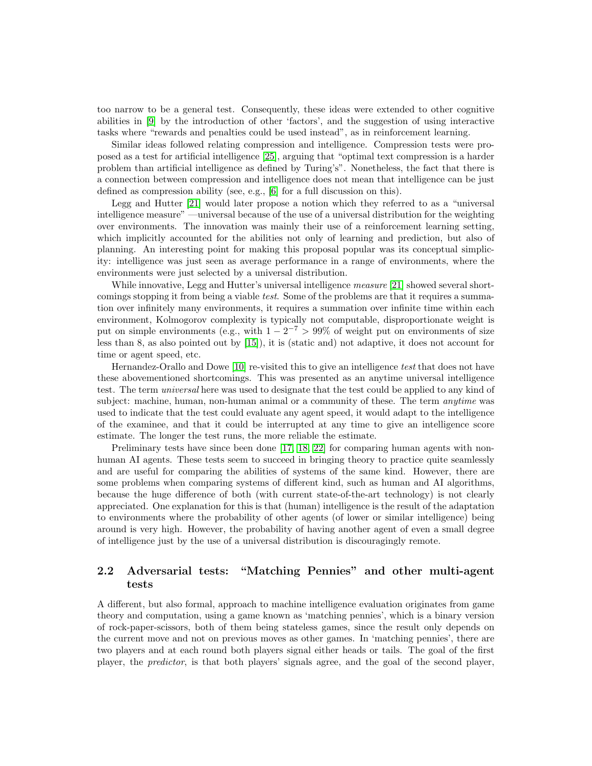too narrow to be a general test. Consequently, these ideas were extended to other cognitive abilities in [9] by the introduction of other 'factors', and the suggestion of using interactive tasks where "rewards and penalties could be used instead", as in reinforcement learning.

Similar ideas followed relating compression and intelligence. Compression tests were proposed as a test for artificial intelligence [25], arguing that "optimal text compression is a harder problem than artificial intelligence as defined by Turing's". Nonetheless, the fact that there is a connection between compression and intelligence does not mean that intelligence can be just defined as compression ability (see, e.g., [6] for a full discussion on this).

Legg and Hutter [21] would later propose a notion which they referred to as a "universal intelligence measure" —universal because of the use of a universal distribution for the weighting over environments. The innovation was mainly their use of a reinforcement learning setting, which implicitly accounted for the abilities not only of learning and prediction, but also of planning. An interesting point for making this proposal popular was its conceptual simplicity: intelligence was just seen as average performance in a range of environments, where the environments were just selected by a universal distribution.

While innovative, Legg and Hutter's universal intelligence *measure* [21] showed several shortcomings stopping it from being a viable *test*. Some of the problems are that it requires a summation over infinitely many environments, it requires a summation over infinite time within each environment, Kolmogorov complexity is typically not computable, disproportionate weight is put on simple environments (e.g., with $1 - 2^{-7} > 99\%$ of weight put on environments of size less than 8, as also pointed out by [15]), it is (static and) not adaptive, it does not account for time or agent speed, etc.

Hernandez-Orallo and Dowe [10] re-visited this to give an intelligence *test* that does not have these abovementioned shortcomings. This was presented as an anytime universal intelligence test. The term *universal* here was used to designate that the test could be applied to any kind of subject: machine, human, non-human animal or a community of these. The term *anytime* was used to indicate that the test could evaluate any agent speed, it would adapt to the intelligence of the examinee, and that it could be interrupted at any time to give an intelligence score estimate. The longer the test runs, the more reliable the estimate.

Preliminary tests have since been done [17, 18, 22] for comparing human agents with non-human AI agents. These tests seem to succeed in bringing theory to practice quite seamlessly and are useful for comparing the abilities of systems of the same kind. However, there are some problems when comparing systems of different kind, such as human and AI algorithms, because the huge difference of both (with current state-of-the-art technology) is not clearly appreciated. One explanation for this is that (human) intelligence is the result of the adaptation to environments where the probability of other agents (of lower or similar intelligence) being around is very high. However, the probability of having another agent of even a small degree of intelligence just by the use of a universal distribution is discouragingly remote.

## 2.2 Adversarial tests: "Matching Pennies" and other multi-agent tests

A different, but also formal, approach to machine intelligence evaluation originates from game theory and computation, using a game known as 'matching pennies', which is a binary version of rock-paper-scissors, both of them being stateless games, since the result only depends on the current move and not on previous moves as other games. In 'matching pennies', there are two players and at each round both players signal either heads or tails. The goal of the first player, the *predictor*, is that both players' signals agree, and the goal of the second player,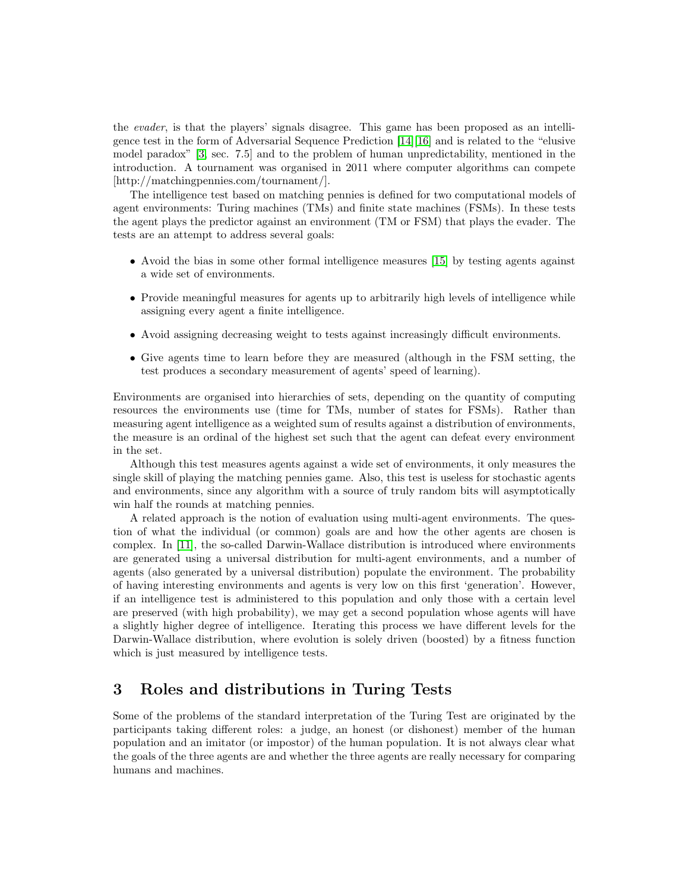the *evader*, is that the players' signals disagree. This game has been proposed as an intelligence test in the form of Adversarial Sequence Prediction [14][16] and is related to the "elusive model paradox" [3, sec. 7.5] and to the problem of human unpredictability, mentioned in the introduction. A tournament was organised in 2011 where computer algorithms can compete [http://matchingpennies.com/tournament/].

The intelligence test based on matching pennies is defined for two computational models of agent environments: Turing machines (TMs) and finite state machines (FSMs). In these tests the agent plays the predictor against an environment (TM or FSM) that plays the evader. The tests are an attempt to address several goals:

- Avoid the bias in some other formal intelligence measures [15] by testing agents against a wide set of environments.
- Provide meaningful measures for agents up to arbitrarily high levels of intelligence while assigning every agent a finite intelligence.
- Avoid assigning decreasing weight to tests against increasingly difficult environments.
- Give agents time to learn before they are measured (although in the FSM setting, the test produces a secondary measurement of agents' speed of learning).

Environments are organised into hierarchies of sets, depending on the quantity of computing resources the environments use (time for TMs, number of states for FSMs). Rather than measuring agent intelligence as a weighted sum of results against a distribution of environments, the measure is an ordinal of the highest set such that the agent can defeat every environment in the set.

Although this test measures agents against a wide set of environments, it only measures the single skill of playing the matching pennies game. Also, this test is useless for stochastic agents and environments, since any algorithm with a source of truly random bits will asymptotically win half the rounds at matching pennies.

A related approach is the notion of evaluation using multi-agent environments. The question of what the individual (or common) goals are and how the other agents are chosen is complex. In [11], the so-called Darwin-Wallace distribution is introduced where environments are generated using a universal distribution for multi-agent environments, and a number of agents (also generated by a universal distribution) populate the environment. The probability of having interesting environments and agents is very low on this first 'generation'. However, if an intelligence test is administered to this population and only those with a certain level are preserved (with high probability), we may get a second population whose agents will have a slightly higher degree of intelligence. Iterating this process we have different levels for the Darwin-Wallace distribution, where evolution is solely driven (boosted) by a fitness function which is just measured by intelligence tests.

## 3 Roles and distributions in Turing Tests

Some of the problems of the standard interpretation of the Turing Test are originated by the participants taking different roles: a judge, an honest (or dishonest) member of the human population and an imitator (or impostor) of the human population. It is not always clear what the goals of the three agents are and whether the three agents are really necessary for comparing humans and machines.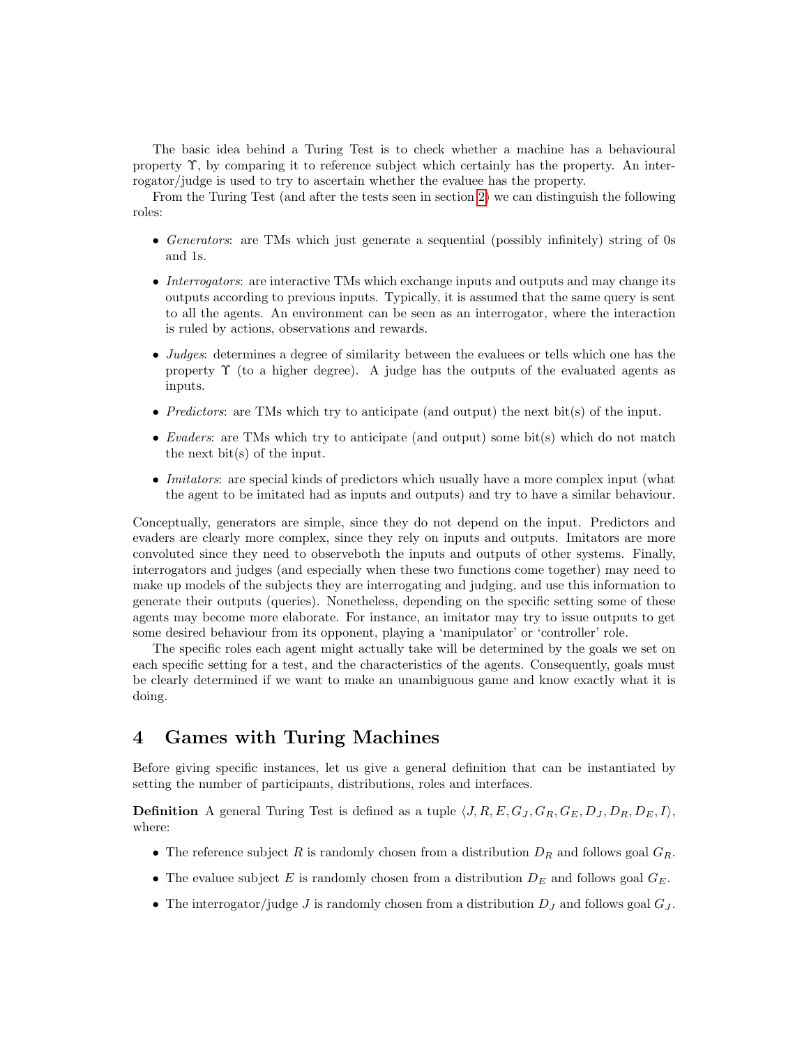The basic idea behind a Turing Test is to check whether a machine has a behavioural property $\Upsilon$, by comparing it to reference subject which certainly has the property. An interrogator/judge is used to try to ascertain whether the evaluee has the property.

From the Turing Test (and after the tests seen in section 2) we can distinguish the following roles:

- *Generators*: are TMs which just generate a sequential (possibly infinitely) string of 0s and 1s.
- *Interrogators*: are interactive TMs which exchange inputs and outputs and may change its outputs according to previous inputs. Typically, it is assumed that the same query is sent to all the agents. An environment can be seen as an interrogator, where the interaction is ruled by actions, observations and rewards.
- *Judges*: determines a degree of similarity between the evaluees or tells which one has the property $\Upsilon$ (to a higher degree). A judge has the outputs of the evaluated agents as inputs.
- *Predictors*: are TMs which try to anticipate (and output) the next bit(s) of the input.
- *Evaders*: are TMs which try to anticipate (and output) some bit(s) which do not match the next bit(s) of the input.
- *Imitators*: are special kinds of predictors which usually have a more complex input (what the agent to be imitated had as inputs and outputs) and try to have a similar behaviour.

Conceptually, generators are simple, since they do not depend on the input. Predictors and evaders are clearly more complex, since they rely on inputs and outputs. Imitators are more convoluted since they need to observeboth the inputs and outputs of other systems. Finally, interrogators and judges (and especially when these two functions come together) may need to make up models of the subjects they are interrogating and judging, and use this information to generate their outputs (queries). Nonetheless, depending on the specific setting some of these agents may become more elaborate. For instance, an imitator may try to issue outputs to get some desired behaviour from its opponent, playing a 'manipulator' or 'controller' role.

The specific roles each agent might actually take will be determined by the goals we set on each specific setting for a test, and the characteristics of the agents. Consequently, goals must be clearly determined if we want to make an unambiguous game and know exactly what it is doing.

# 4 Games with Turing Machines

Before giving specific instances, let us give a general definition that can be instantiated by setting the number of participants, distributions, roles and interfaces.

**Definition** A general Turing Test is defined as a tuple $\langle J, R, E, G_J, G_R, G_E, D_J, D_R, D_E, I \rangle$, where:

- The reference subject $R$ is randomly chosen from a distribution $D_R$ and follows goal $G_R$.
- The evaluee subject $E$ is randomly chosen from a distribution $D_E$ and follows goal $G_E$.
- The interrogator/judge $J$ is randomly chosen from a distribution $D_J$ and follows goal $G_J$.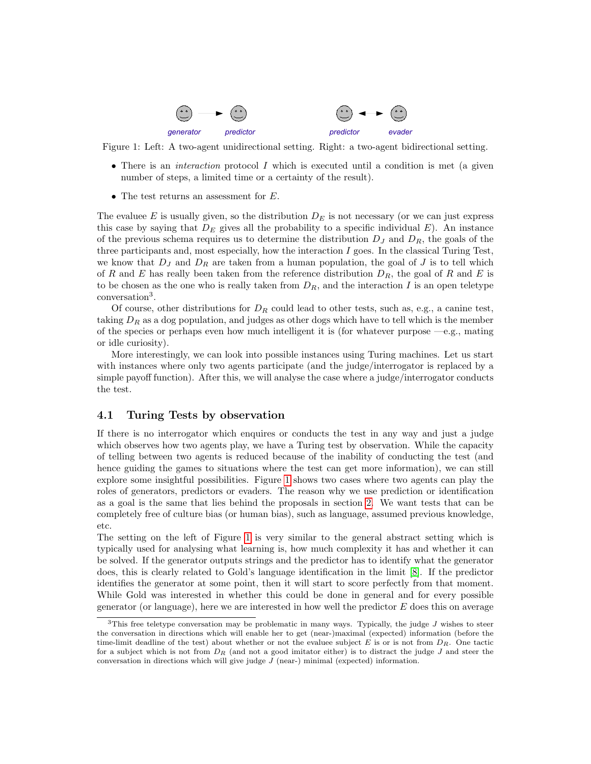generator → predictor          predictor ↔ evader

Figure 1: Left: A two-agent unidirectional setting. Right: a two-agent bidirectional setting.

- There is an *interaction* protocol $I$ which is executed until a condition is met (a given number of steps, a limited time or a certainty of the result).
- The test returns an assessment for $E$.

The evaluee $E$ is usually given, so the distribution $D_E$ is not necessary (or we can just express this case by saying that $D_E$ gives all the probability to a specific individual $E$). An instance of the previous schema requires us to determine the distribution $D_J$ and $D_R$, the goals of the three participants and, most especially, how the interaction $I$ goes. In the classical Turing Test, we know that $D_J$ and $D_R$ are taken from a human population, the goal of $J$ is to tell which of $R$ and $E$ has really been taken from the reference distribution $D_R$, the goal of $R$ and $E$ is to be chosen as the one who is really taken from $D_R$, and the interaction $I$ is an open teletype conversation[3].

Of course, other distributions for $D_R$ could lead to other tests, such as, e.g., a canine test, taking $D_R$ as a dog population, and judges as other dogs which have to tell which is the member of the species or perhaps even how much intelligent it is (for whatever purpose —e.g., mating or idle curiosity).

More interestingly, we can look into possible instances using Turing machines. Let us start with instances where only two agents participate (and the judge/interrogator is replaced by a simple payoff function). After this, we will analyse the case where a judge/interrogator conducts the test.

### 4.1 Turing Tests by observation

If there is no interrogator which enquires or conducts the test in any way and just a judge which observes how two agents play, we have a Turing test by observation. While the capacity of telling between two agents is reduced because of the inability of conducting the test (and hence guiding the games to situations where the test can get more information), we can still explore some insightful possibilities. Figure 1 shows two cases where two agents can play the roles of generators, predictors or evaders. The reason why we use prediction or identification as a goal is the same that lies behind the proposals in section 2. We want tests that can be completely free of culture bias (or human bias), such as language, assumed previous knowledge, etc.

The setting on the left of Figure 1 is very similar to the general abstract setting which is typically used for analysing what learning is, how much complexity it has and whether it can be solved. If the generator outputs strings and the predictor has to identify what the generator does, this is clearly related to Gold's language identification in the limit [8]. If the predictor identifies the generator at some point, then it will start to score perfectly from that moment. While Gold was interested in whether this could be done in general and for every possible generator (or language), here we are interested in how well the predictor $E$ does this on average

[3]This free teletype conversation may be problematic in many ways. Typically, the judge $J$ wishes to steer the conversation in directions which will enable her to get (near-)maximal (expected) information (before the time-limit deadline of the test) about whether or not the evaluee subject $E$ is or is not from $D_R$. One tactic for a subject which is not from $D_R$ (and not a good imitator either) is to distract the judge $J$ and steer the conversation in directions which will give judge $J$ (near-) minimal (expected) information.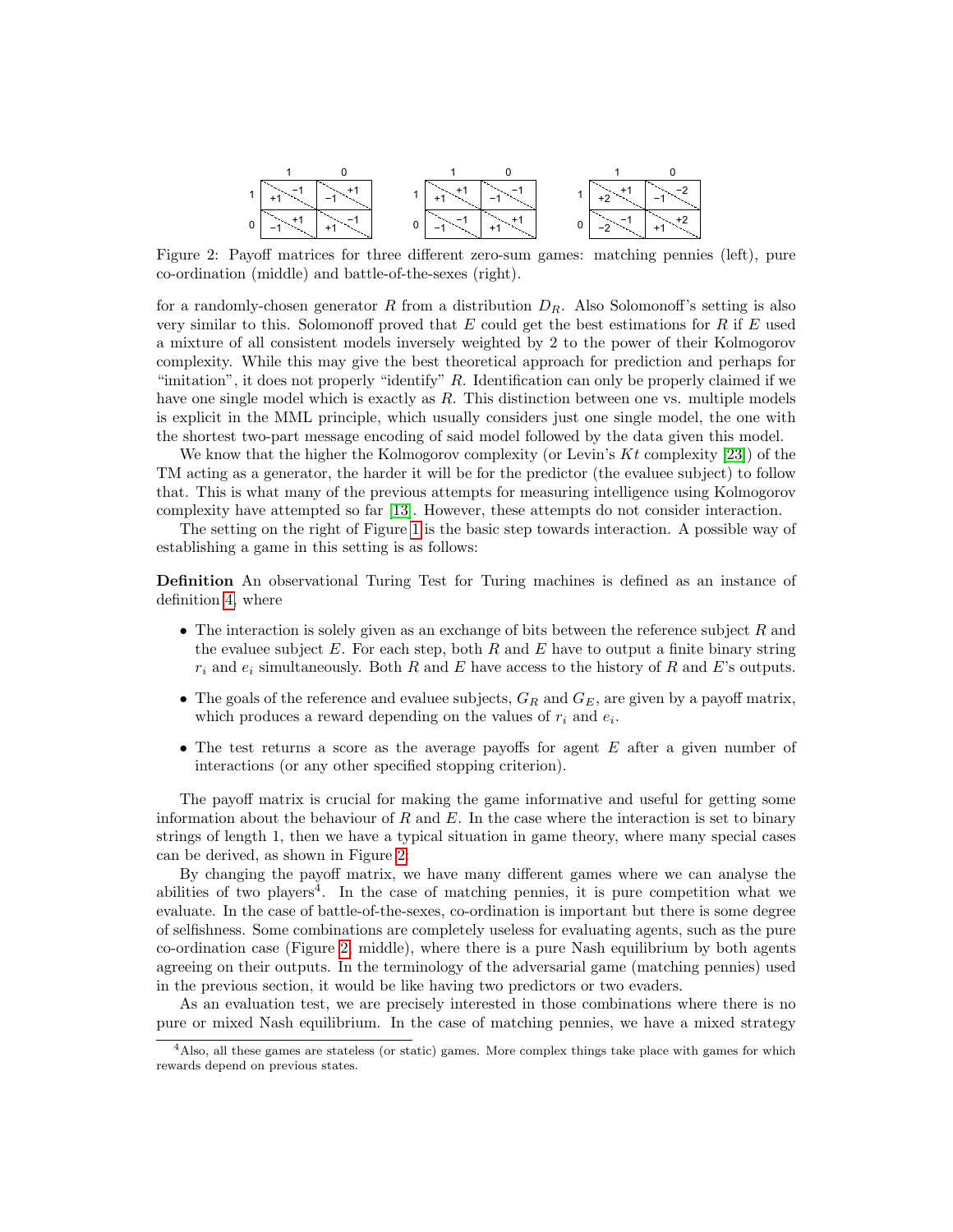| | 1 | 0 |
|---|---|---|
| 1 | +1 / −1 | −1 / +1 |
| 0 | −1 / +1 | +1 / −1 |

| | 1 | 0 |
|---|---|---|
| 1 | +1 / +1 | −1 / −1 |
| 0 | −1 / −1 | +1 / +1 |

| | 1 | 0 |
|---|---|---|
| 1 | +2 / +1 | −1 / −2 |
| 0 | −2 / −1 | +1 / +2 |

Figure 2: Payoff matrices for three different zero-sum games: matching pennies (left), pure co-ordination (middle) and battle-of-the-sexes (right).

for a randomly-chosen generator $R$ from a distribution $D_R$. Also Solomonoff's setting is also very similar to this. Solomonoff proved that $E$ could get the best estimations for $R$ if $E$ used a mixture of all consistent models inversely weighted by 2 to the power of their Kolmogorov complexity. While this may give the best theoretical approach for prediction and perhaps for "imitation", it does not properly "identify" $R$. Identification can only be properly claimed if we have one single model which is exactly as $R$. This distinction between one vs. multiple models is explicit in the MML principle, which usually considers just one single model, the one with the shortest two-part message encoding of said model followed by the data given this model.

We know that the higher the Kolmogorov complexity (or Levin's $Kt$ complexity [23]) of the TM acting as a generator, the harder it will be for the predictor (the evaluee subject) to follow that. This is what many of the previous attempts for measuring intelligence using Kolmogorov complexity have attempted so far [13]. However, these attempts do not consider interaction.

The setting on the right of Figure 1 is the basic step towards interaction. A possible way of establishing a game in this setting is as follows:

**Definition** An observational Turing Test for Turing machines is defined as an instance of definition 4, where

- The interaction is solely given as an exchange of bits between the reference subject $R$ and the evaluee subject $E$. For each step, both $R$ and $E$ have to output a finite binary string $r_i$ and $e_i$ simultaneously. Both $R$ and $E$ have access to the history of $R$ and $E$'s outputs.
- The goals of the reference and evaluee subjects, $G_R$ and $G_E$, are given by a payoff matrix, which produces a reward depending on the values of $r_i$ and $e_i$.
- The test returns a score as the average payoffs for agent $E$ after a given number of interactions (or any other specified stopping criterion).

The payoff matrix is crucial for making the game informative and useful for getting some information about the behaviour of $R$ and $E$. In the case where the interaction is set to binary strings of length 1, then we have a typical situation in game theory, where many special cases can be derived, as shown in Figure 2.

By changing the payoff matrix, we have many different games where we can analyse the abilities of two players[4]. In the case of matching pennies, it is pure competition what we evaluate. In the case of battle-of-the-sexes, co-ordination is important but there is some degree of selfishness. Some combinations are completely useless for evaluating agents, such as the pure co-ordination case (Figure 2, middle), where there is a pure Nash equilibrium by both agents agreeing on their outputs. In the terminology of the adversarial game (matching pennies) used in the previous section, it would be like having two predictors or two evaders.

As an evaluation test, we are precisely interested in those combinations where there is no pure or mixed Nash equilibrium. In the case of matching pennies, we have a mixed strategy

[4] Also, all these games are stateless (or static) games. More complex things take place with games for which rewards depend on previous states.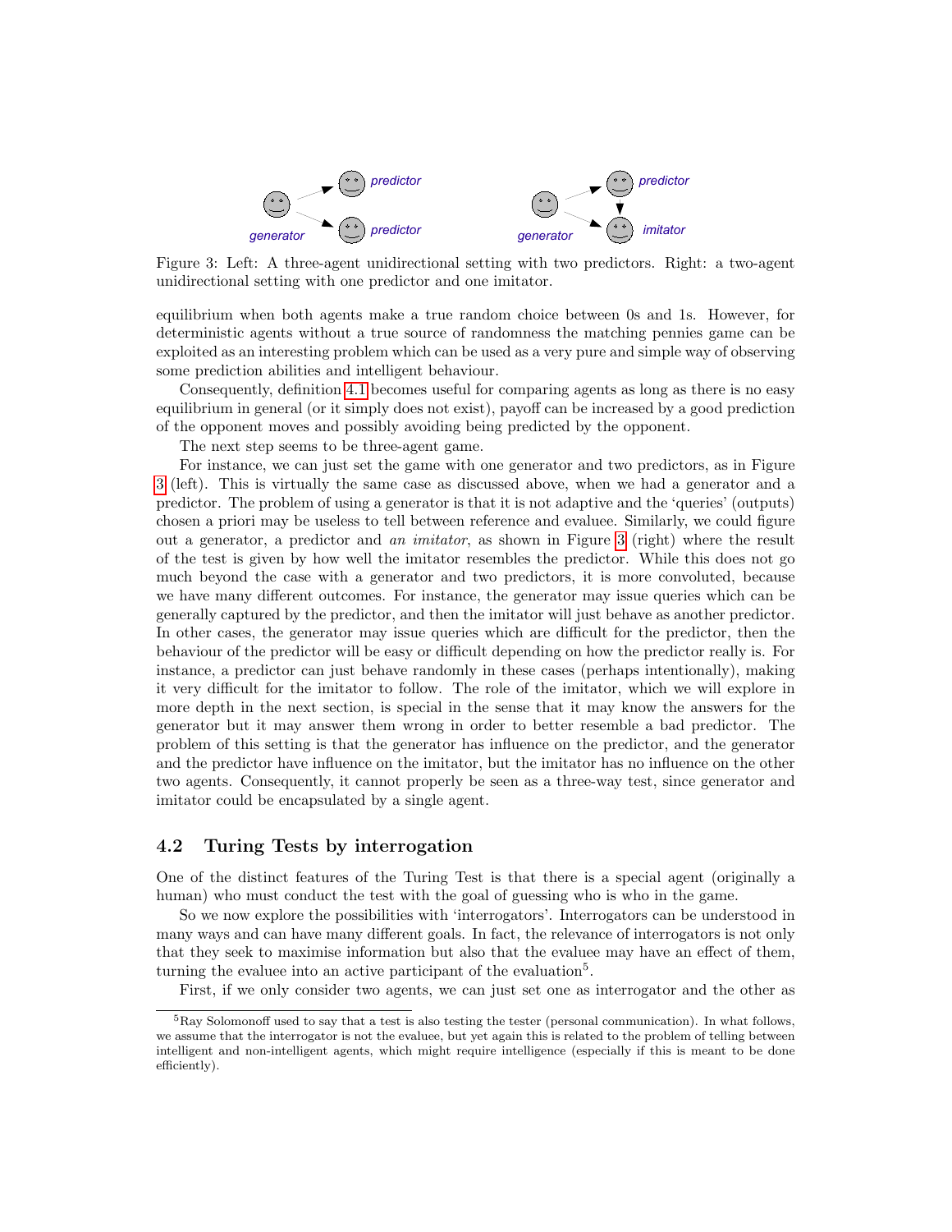Figure 3: Left: A three-agent unidirectional setting with two predictors. Right: a two-agent unidirectional setting with one predictor and one imitator.

equilibrium when both agents make a true random choice between 0s and 1s. However, for deterministic agents without a true source of randomness the matching pennies game can be exploited as an interesting problem which can be used as a very pure and simple way of observing some prediction abilities and intelligent behaviour.

Consequently, definition 4.1 becomes useful for comparing agents as long as there is no easy equilibrium in general (or it simply does not exist), payoff can be increased by a good prediction of the opponent moves and possibly avoiding being predicted by the opponent.

The next step seems to be three-agent game.

For instance, we can just set the game with one generator and two predictors, as in Figure 3 (left). This is virtually the same case as discussed above, when we had a generator and a predictor. The problem of using a generator is that it is not adaptive and the 'queries' (outputs) chosen a priori may be useless to tell between reference and evaluee. Similarly, we could figure out a generator, a predictor and *an imitator*, as shown in Figure 3 (right) where the result of the test is given by how well the imitator resembles the predictor. While this does not go much beyond the case with a generator and two predictors, it is more convoluted, because we have many different outcomes. For instance, the generator may issue queries which can be generally captured by the predictor, and then the imitator will just behave as another predictor. In other cases, the generator may issue queries which are difficult for the predictor, then the behaviour of the predictor will be easy or difficult depending on how the predictor really is. For instance, a predictor can just behave randomly in these cases (perhaps intentionally), making it very difficult for the imitator to follow. The role of the imitator, which we will explore in more depth in the next section, is special in the sense that it may know the answers for the generator but it may answer them wrong in order to better resemble a bad predictor. The problem of this setting is that the generator has influence on the predictor, and the generator and the predictor have influence on the imitator, but the imitator has no influence on the other two agents. Consequently, it cannot properly be seen as a three-way test, since generator and imitator could be encapsulated by a single agent.

## 4.2 Turing Tests by interrogation

One of the distinct features of the Turing Test is that there is a special agent (originally a human) who must conduct the test with the goal of guessing who is who in the game.

So we now explore the possibilities with 'interrogators'. Interrogators can be understood in many ways and can have many different goals. In fact, the relevance of interrogators is not only that they seek to maximise information but also that the evaluee may have an effect of them, turning the evaluee into an active participant of the evaluation[5].

First, if we only consider two agents, we can just set one as interrogator and the other as

[5] Ray Solomonoff used to say that a test is also testing the tester (personal communication). In what follows, we assume that the interrogator is not the evaluee, but yet again this is related to the problem of telling between intelligent and non-intelligent agents, which might require intelligence (especially if this is meant to be done efficiently).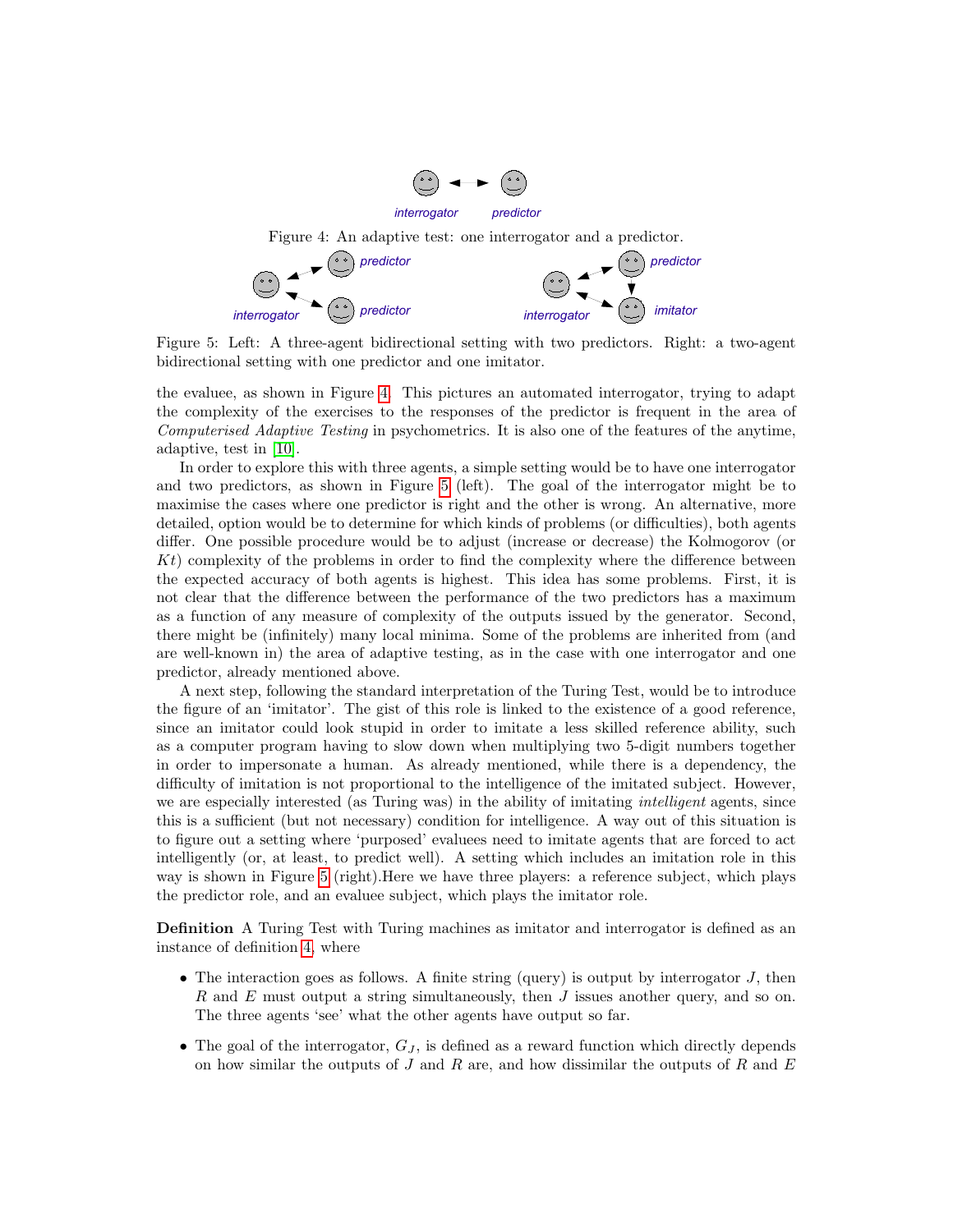interrogator predictor

Figure 4: An adaptive test: one interrogator and a predictor.

interrogator predictor predictor interrogator predictor imitator

Figure 5: Left: A three-agent bidirectional setting with two predictors. Right: a two-agent bidirectional setting with one predictor and one imitator.

the evaluee, as shown in Figure 4. This pictures an automated interrogator, trying to adapt the complexity of the exercises to the responses of the predictor is frequent in the area of *Computerised Adaptive Testing* in psychometrics. It is also one of the features of the anytime, adaptive, test in [10].

In order to explore this with three agents, a simple setting would be to have one interrogator and two predictors, as shown in Figure 5 (left). The goal of the interrogator might be to maximise the cases where one predictor is right and the other is wrong. An alternative, more detailed, option would be to determine for which kinds of problems (or difficulties), both agents differ. One possible procedure would be to adjust (increase or decrease) the Kolmogorov (or $Kt$) complexity of the problems in order to find the complexity where the difference between the expected accuracy of both agents is highest. This idea has some problems. First, it is not clear that the difference between the performance of the two predictors has a maximum as a function of any measure of complexity of the outputs issued by the generator. Second, there might be (infinitely) many local minima. Some of the problems are inherited from (and are well-known in) the area of adaptive testing, as in the case with one interrogator and one predictor, already mentioned above.

A next step, following the standard interpretation of the Turing Test, would be to introduce the figure of an 'imitator'. The gist of this role is linked to the existence of a good reference, since an imitator could look stupid in order to imitate a less skilled reference ability, such as a computer program having to slow down when multiplying two 5-digit numbers together in order to impersonate a human. As already mentioned, while there is a dependency, the difficulty of imitation is not proportional to the intelligence of the imitated subject. However, we are especially interested (as Turing was) in the ability of imitating *intelligent* agents, since this is a sufficient (but not necessary) condition for intelligence. A way out of this situation is to figure out a setting where 'purposed' evaluees need to imitate agents that are forced to act intelligently (or, at least, to predict well). A setting which includes an imitation role in this way is shown in Figure 5 (right).Here we have three players: a reference subject, which plays the predictor role, and an evaluee subject, which plays the imitator role.

**Definition** A Turing Test with Turing machines as imitator and interrogator is defined as an instance of definition 4, where

- The interaction goes as follows. A finite string (query) is output by interrogator $J$, then $R$ and $E$ must output a string simultaneously, then $J$ issues another query, and so on. The three agents 'see' what the other agents have output so far.
- The goal of the interrogator, $G_J$, is defined as a reward function which directly depends on how similar the outputs of $J$ and $R$ are, and how dissimilar the outputs of $R$ and $E$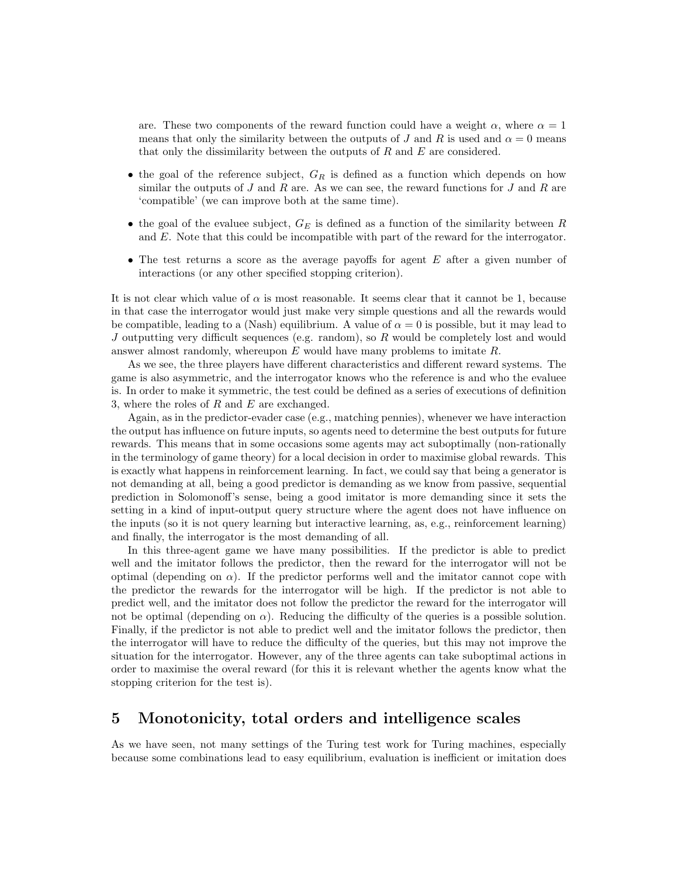are. These two components of the reward function could have a weight $\alpha$, where $\alpha = 1$ means that only the similarity between the outputs of $J$ and $R$ is used and $\alpha = 0$ means that only the dissimilarity between the outputs of $R$ and $E$ are considered.

- the goal of the reference subject, $G_R$ is defined as a function which depends on how similar the outputs of $J$ and $R$ are. As we can see, the reward functions for $J$ and $R$ are 'compatible' (we can improve both at the same time).
- the goal of the evaluee subject, $G_E$ is defined as a function of the similarity between $R$ and $E$. Note that this could be incompatible with part of the reward for the interrogator.
- The test returns a score as the average payoffs for agent $E$ after a given number of interactions (or any other specified stopping criterion).

It is not clear which value of $\alpha$ is most reasonable. It seems clear that it cannot be 1, because in that case the interrogator would just make very simple questions and all the rewards would be compatible, leading to a (Nash) equilibrium. A value of $\alpha = 0$ is possible, but it may lead to $J$ outputting very difficult sequences (e.g. random), so $R$ would be completely lost and would answer almost randomly, whereupon $E$ would have many problems to imitate $R$.

As we see, the three players have different characteristics and different reward systems. The game is also asymmetric, and the interrogator knows who the reference is and who the evaluee is. In order to make it symmetric, the test could be defined as a series of executions of definition 3, where the roles of $R$ and $E$ are exchanged.

Again, as in the predictor-evader case (e.g., matching pennies), whenever we have interaction the output has influence on future inputs, so agents need to determine the best outputs for future rewards. This means that in some occasions some agents may act suboptimally (non-rationally in the terminology of game theory) for a local decision in order to maximise global rewards. This is exactly what happens in reinforcement learning. In fact, we could say that being a generator is not demanding at all, being a good predictor is demanding as we know from passive, sequential prediction in Solomonoff's sense, being a good imitator is more demanding since it sets the setting in a kind of input-output query structure where the agent does not have influence on the inputs (so it is not query learning but interactive learning, as, e.g., reinforcement learning) and finally, the interrogator is the most demanding of all.

In this three-agent game we have many possibilities. If the predictor is able to predict well and the imitator follows the predictor, then the reward for the interrogator will not be optimal (depending on $\alpha$). If the predictor performs well and the imitator cannot cope with the predictor the rewards for the interrogator will be high. If the predictor is not able to predict well, and the imitator does not follow the predictor the reward for the interrogator will not be optimal (depending on $\alpha$). Reducing the difficulty of the queries is a possible solution. Finally, if the predictor is not able to predict well and the imitator follows the predictor, then the interrogator will have to reduce the difficulty of the queries, but this may not improve the situation for the interrogator. However, any of the three agents can take suboptimal actions in order to maximise the overal reward (for this it is relevant whether the agents know what the stopping criterion for the test is).

## 5 Monotonicity, total orders and intelligence scales

As we have seen, not many settings of the Turing test work for Turing machines, especially because some combinations lead to easy equilibrium, evaluation is inefficient or imitation does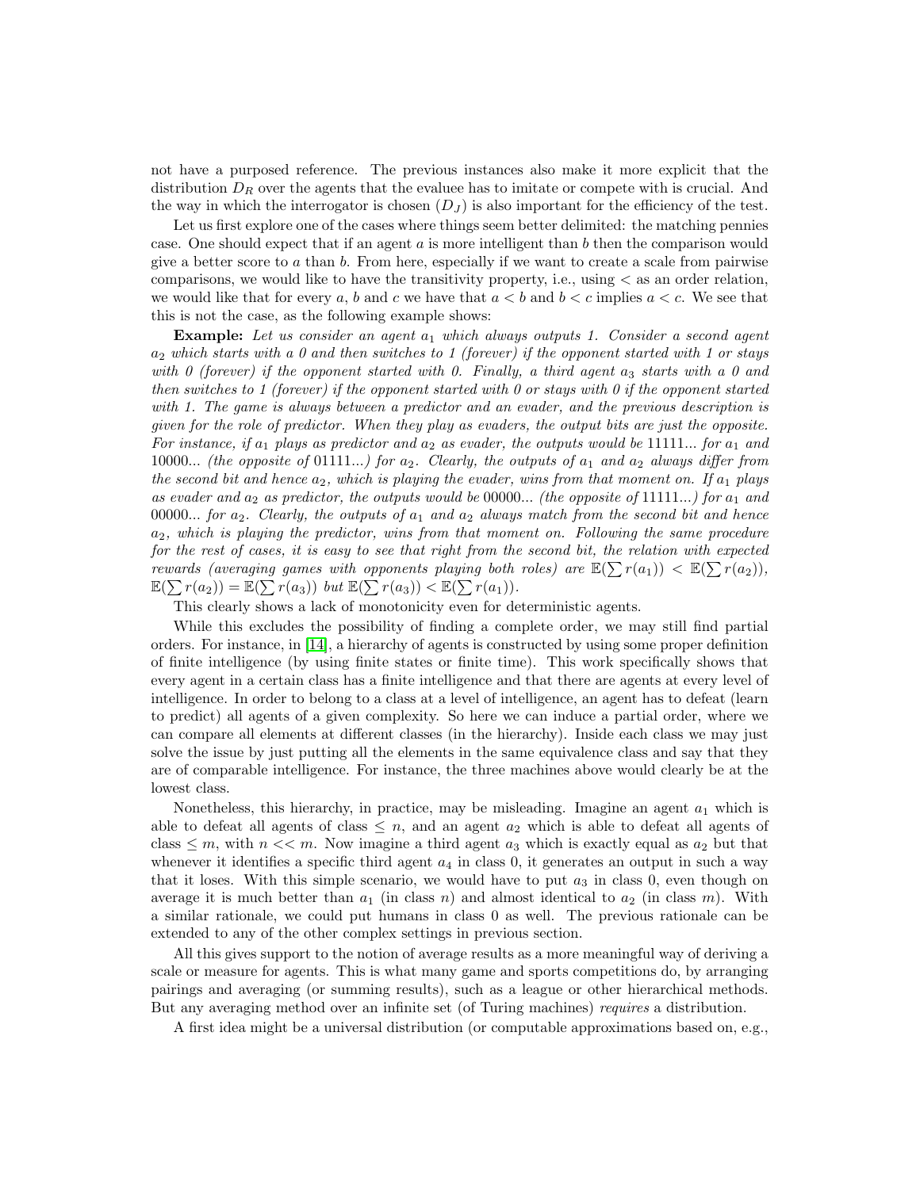not have a purposed reference. The previous instances also make it more explicit that the distribution $D_R$ over the agents that the evaluee has to imitate or compete with is crucial. And the way in which the interrogator is chosen ($D_J$) is also important for the efficiency of the test.

Let us first explore one of the cases where things seem better delimited: the matching pennies case. One should expect that if an agent $a$ is more intelligent than $b$ then the comparison would give a better score to $a$ than $b$. From here, especially if we want to create a scale from pairwise comparisons, we would like to have the transitivity property, i.e., using $<$ as an order relation, we would like that for every $a$, $b$ and $c$ we have that $a < b$ and $b < c$ implies $a < c$. We see that this is not the case, as the following example shows:

**Example:** *Let us consider an agent $a_1$ which always outputs 1. Consider a second agent $a_2$ which starts with a 0 and then switches to 1 (forever) if the opponent started with 1 or stays with 0 (forever) if the opponent started with 0. Finally, a third agent $a_3$ starts with a 0 and then switches to 1 (forever) if the opponent started with 0 or stays with 0 if the opponent started with 1. The game is always between a predictor and an evader, and the previous description is given for the role of predictor. When they play as evaders, the output bits are just the opposite. For instance, if $a_1$ plays as predictor and $a_2$ as evader, the outputs would be* 11111... *for $a_1$ and* 10000... *(the opposite of* 01111...*) for $a_2$. Clearly, the outputs of $a_1$ and $a_2$ always differ from the second bit and hence $a_2$, which is playing the evader, wins from that moment on. If $a_1$ plays as evader and $a_2$ as predictor, the outputs would be* 00000... *(the opposite of* 11111...*) for $a_1$ and* 00000... *for $a_2$. Clearly, the outputs of $a_1$ and $a_2$ always match from the second bit and hence $a_2$, which is playing the predictor, wins from that moment on. Following the same procedure for the rest of cases, it is easy to see that right from the second bit, the relation with expected rewards (averaging games with opponents playing both roles) are $\mathbb{E}(\sum r(a_1)) < \mathbb{E}(\sum r(a_2))$, $\mathbb{E}(\sum r(a_2)) = \mathbb{E}(\sum r(a_3))$ but $\mathbb{E}(\sum r(a_3)) < \mathbb{E}(\sum r(a_1))$.*

This clearly shows a lack of monotonicity even for deterministic agents.

While this excludes the possibility of finding a complete order, we may still find partial orders. For instance, in [14], a hierarchy of agents is constructed by using some proper definition of finite intelligence (by using finite states or finite time). This work specifically shows that every agent in a certain class has a finite intelligence and that there are agents at every level of intelligence. In order to belong to a class at a level of intelligence, an agent has to defeat (learn to predict) all agents of a given complexity. So here we can induce a partial order, where we can compare all elements at different classes (in the hierarchy). Inside each class we may just solve the issue by just putting all the elements in the same equivalence class and say that they are of comparable intelligence. For instance, the three machines above would clearly be at the lowest class.

Nonetheless, this hierarchy, in practice, may be misleading. Imagine an agent $a_1$ which is able to defeat all agents of class $\leq n$, and an agent $a_2$ which is able to defeat all agents of class $\leq m$, with $n << m$. Now imagine a third agent $a_3$ which is exactly equal as $a_2$ but that whenever it identifies a specific third agent $a_4$ in class 0, it generates an output in such a way that it loses. With this simple scenario, we would have to put $a_3$ in class 0, even though on average it is much better than $a_1$ (in class $n$) and almost identical to $a_2$ (in class $m$). With a similar rationale, we could put humans in class 0 as well. The previous rationale can be extended to any of the other complex settings in previous section.

All this gives support to the notion of average results as a more meaningful way of deriving a scale or measure for agents. This is what many game and sports competitions do, by arranging pairings and averaging (or summing results), such as a league or other hierarchical methods. But any averaging method over an infinite set (of Turing machines) *requires* a distribution.

A first idea might be a universal distribution (or computable approximations based on, e.g.,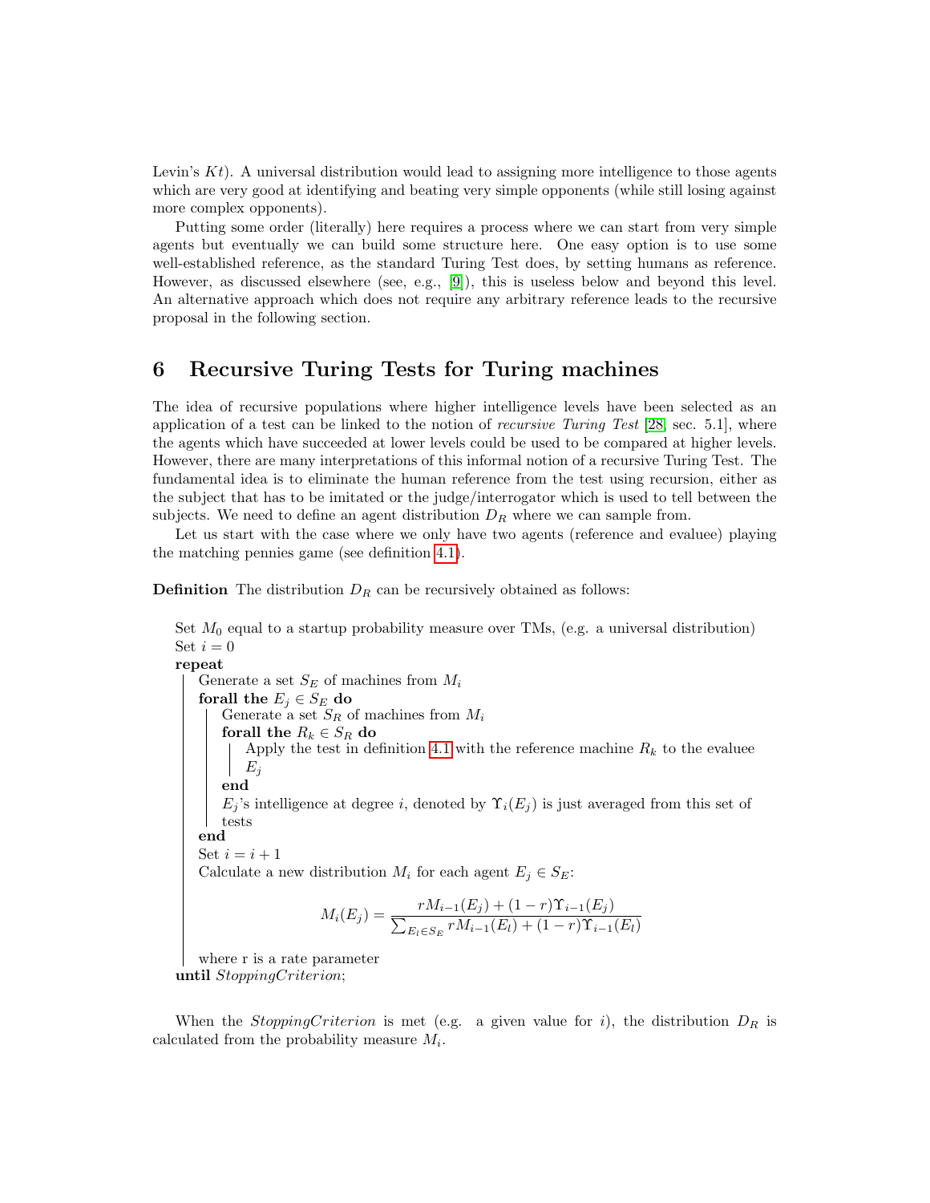Levin's $Kt$). A universal distribution would lead to assigning more intelligence to those agents which are very good at identifying and beating very simple opponents (while still losing against more complex opponents).

Putting some order (literally) here requires a process where we can start from very simple agents but eventually we can build some structure here. One easy option is to use some well-established reference, as the standard Turing Test does, by setting humans as reference. However, as discussed elsewhere (see, e.g., [9]), this is useless below and beyond this level. An alternative approach which does not require any arbitrary reference leads to the recursive proposal in the following section.

## 6 Recursive Turing Tests for Turing machines

The idea of recursive populations where higher intelligence levels have been selected as an application of a test can be linked to the notion of *recursive Turing Test* [28, sec. 5.1], where the agents which have succeeded at lower levels could be used to be compared at higher levels. However, there are many interpretations of this informal notion of a recursive Turing Test. The fundamental idea is to eliminate the human reference from the test using recursion, either as the subject that has to be imitated or the judge/interrogator which is used to tell between the subjects. We need to define an agent distribution $D_R$ where we can sample from.

Let us start with the case where we only have two agents (reference and evaluee) playing the matching pennies game (see definition 4.1).

**Definition** The distribution $D_R$ can be recursively obtained as follows:

Set $M_0$ equal to a startup probability measure over TMs, (e.g. a universal distribution)
Set $i = 0$
**repeat**
- Generate a set $S_E$ of machines from $M_i$
- **forall the** $E_j \in S_E$ **do**
  - Generate a set $S_R$ of machines from $M_i$
  - **forall the** $R_k \in S_R$ **do**
    - Apply the test in definition 4.1 with the reference machine $R_k$ to the evaluee $E_j$
  - **end**
  - $E_j$'s intelligence at degree $i$, denoted by $\Upsilon_i(E_j)$ is just averaged from this set of tests
- **end**
- Set $i = i + 1$
- Calculate a new distribution $M_i$ for each agent $E_j \in S_E$:

$$M_i(E_j) = \frac{rM_{i-1}(E_j) + (1-r)\Upsilon_{i-1}(E_j)}{\sum_{E_l \in S_E} rM_{i-1}(E_l) + (1-r)\Upsilon_{i-1}(E_l)}$$

- where r is a rate parameter

**until** *StoppingCriterion*;

When the *StoppingCriterion* is met (e.g. a given value for $i$), the distribution $D_R$ is calculated from the probability measure $M_i$.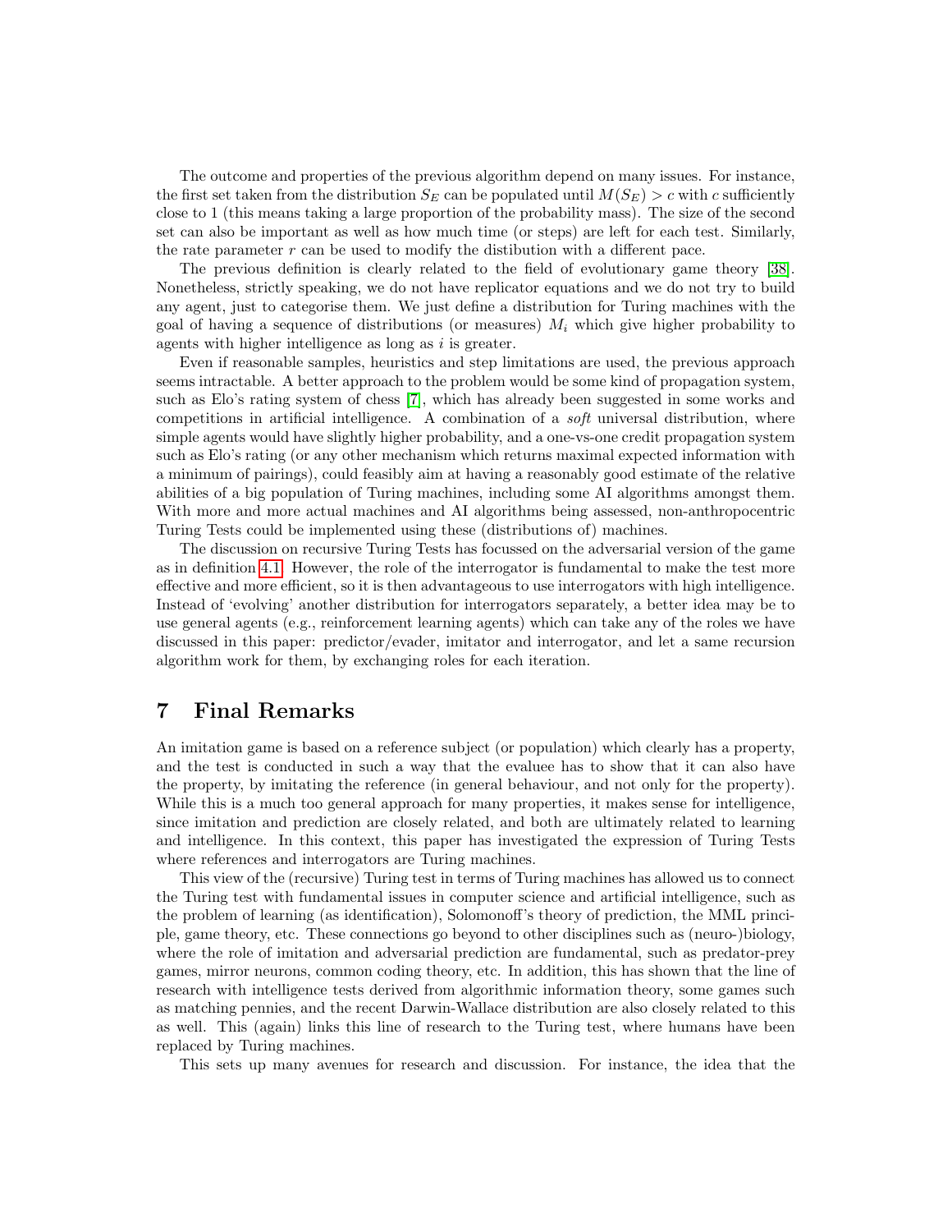The outcome and properties of the previous algorithm depend on many issues. For instance, the first set taken from the distribution $S_E$ can be populated until $M(S_E) > c$ with $c$ sufficiently close to 1 (this means taking a large proportion of the probability mass). The size of the second set can also be important as well as how much time (or steps) are left for each test. Similarly, the rate parameter $r$ can be used to modify the distibution with a different pace.

The previous definition is clearly related to the field of evolutionary game theory [38]. Nonetheless, strictly speaking, we do not have replicator equations and we do not try to build any agent, just to categorise them. We just define a distribution for Turing machines with the goal of having a sequence of distributions (or measures) $M_i$ which give higher probability to agents with higher intelligence as long as $i$ is greater.

Even if reasonable samples, heuristics and step limitations are used, the previous approach seems intractable. A better approach to the problem would be some kind of propagation system, such as Elo's rating system of chess [7], which has already been suggested in some works and competitions in artificial intelligence. A combination of a *soft* universal distribution, where simple agents would have slightly higher probability, and a one-vs-one credit propagation system such as Elo's rating (or any other mechanism which returns maximal expected information with a minimum of pairings), could feasibly aim at having a reasonably good estimate of the relative abilities of a big population of Turing machines, including some AI algorithms amongst them. With more and more actual machines and AI algorithms being assessed, non-anthropocentric Turing Tests could be implemented using these (distributions of) machines.

The discussion on recursive Turing Tests has focussed on the adversarial version of the game as in definition 4.1. However, the role of the interrogator is fundamental to make the test more effective and more efficient, so it is then advantageous to use interrogators with high intelligence. Instead of 'evolving' another distribution for interrogators separately, a better idea may be to use general agents (e.g., reinforcement learning agents) which can take any of the roles we have discussed in this paper: predictor/evader, imitator and interrogator, and let a same recursion algorithm work for them, by exchanging roles for each iteration.

# 7 Final Remarks

An imitation game is based on a reference subject (or population) which clearly has a property, and the test is conducted in such a way that the evaluee has to show that it can also have the property, by imitating the reference (in general behaviour, and not only for the property). While this is a much too general approach for many properties, it makes sense for intelligence, since imitation and prediction are closely related, and both are ultimately related to learning and intelligence. In this context, this paper has investigated the expression of Turing Tests where references and interrogators are Turing machines.

This view of the (recursive) Turing test in terms of Turing machines has allowed us to connect the Turing test with fundamental issues in computer science and artificial intelligence, such as the problem of learning (as identification), Solomonoff's theory of prediction, the MML principle, game theory, etc. These connections go beyond to other disciplines such as (neuro-)biology, where the role of imitation and adversarial prediction are fundamental, such as predator-prey games, mirror neurons, common coding theory, etc. In addition, this has shown that the line of research with intelligence tests derived from algorithmic information theory, some games such as matching pennies, and the recent Darwin-Wallace distribution are also closely related to this as well. This (again) links this line of research to the Turing test, where humans have been replaced by Turing machines.

This sets up many avenues for research and discussion. For instance, the idea that the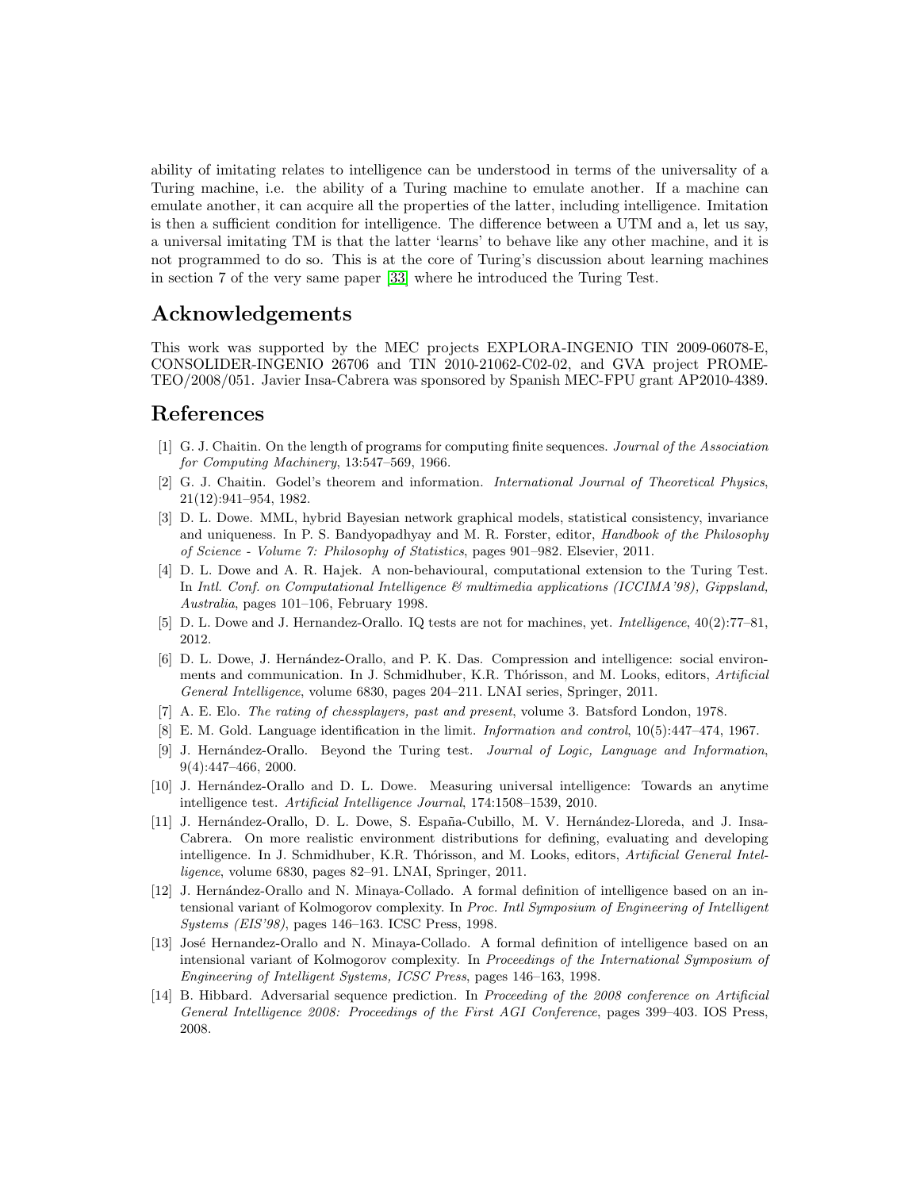ability of imitating relates to intelligence can be understood in terms of the universality of a Turing machine, i.e. the ability of a Turing machine to emulate another. If a machine can emulate another, it can acquire all the properties of the latter, including intelligence. Imitation is then a sufficient condition for intelligence. The difference between a UTM and a, let us say, a universal imitating TM is that the latter 'learns' to behave like any other machine, and it is not programmed to do so. This is at the core of Turing's discussion about learning machines in section 7 of the very same paper [33] where he introduced the Turing Test.

## Acknowledgements

This work was supported by the MEC projects EXPLORA-INGENIO TIN 2009-06078-E, CONSOLIDER-INGENIO 26706 and TIN 2010-21062-C02-02, and GVA project PROMETEO/2008/051. Javier Insa-Cabrera was sponsored by Spanish MEC-FPU grant AP2010-4389.

## References

[1] G. J. Chaitin. On the length of programs for computing finite sequences. *Journal of the Association for Computing Machinery*, 13:547–569, 1966.

[2] G. J. Chaitin. Godel's theorem and information. *International Journal of Theoretical Physics*, 21(12):941–954, 1982.

[3] D. L. Dowe. MML, hybrid Bayesian network graphical models, statistical consistency, invariance and uniqueness. In P. S. Bandyopadhyay and M. R. Forster, editor, *Handbook of the Philosophy of Science - Volume 7: Philosophy of Statistics*, pages 901–982. Elsevier, 2011.

[4] D. L. Dowe and A. R. Hajek. A non-behavioural, computational extension to the Turing Test. In *Intl. Conf. on Computational Intelligence & multimedia applications (ICCIMA'98), Gippsland, Australia*, pages 101–106, February 1998.

[5] D. L. Dowe and J. Hernandez-Orallo. IQ tests are not for machines, yet. *Intelligence*, 40(2):77–81, 2012.

[6] D. L. Dowe, J. Hernández-Orallo, and P. K. Das. Compression and intelligence: social environments and communication. In J. Schmidhuber, K.R. Thórisson, and M. Looks, editors, *Artificial General Intelligence*, volume 6830, pages 204–211. LNAI series, Springer, 2011.

[7] A. E. Elo. *The rating of chessplayers, past and present*, volume 3. Batsford London, 1978.

[8] E. M. Gold. Language identification in the limit. *Information and control*, 10(5):447–474, 1967.

[9] J. Hernández-Orallo. Beyond the Turing test. *Journal of Logic, Language and Information*, 9(4):447–466, 2000.

[10] J. Hernández-Orallo and D. L. Dowe. Measuring universal intelligence: Towards an anytime intelligence test. *Artificial Intelligence Journal*, 174:1508–1539, 2010.

[11] J. Hernández-Orallo, D. L. Dowe, S. España-Cubillo, M. V. Hernández-Lloreda, and J. Insa-Cabrera. On more realistic environment distributions for defining, evaluating and developing intelligence. In J. Schmidhuber, K.R. Thórisson, and M. Looks, editors, *Artificial General Intelligence*, volume 6830, pages 82–91. LNAI, Springer, 2011.

[12] J. Hernández-Orallo and N. Minaya-Collado. A formal definition of intelligence based on an intensional variant of Kolmogorov complexity. In *Proc. Intl Symposium of Engineering of Intelligent Systems (EIS'98)*, pages 146–163. ICSC Press, 1998.

[13] José Hernandez-Orallo and N. Minaya-Collado. A formal definition of intelligence based on an intensional variant of Kolmogorov complexity. In *Proceedings of the International Symposium of Engineering of Intelligent Systems, ICSC Press*, pages 146–163, 1998.

[14] B. Hibbard. Adversarial sequence prediction. In *Proceeding of the 2008 conference on Artificial General Intelligence 2008: Proceedings of the First AGI Conference*, pages 399–403. IOS Press, 2008.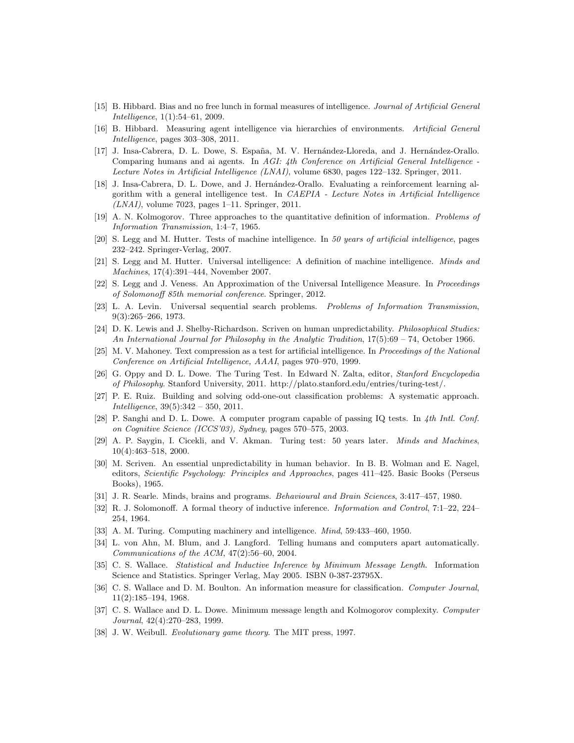[15] B. Hibbard. Bias and no free lunch in formal measures of intelligence. *Journal of Artificial General Intelligence*, 1(1):54–61, 2009.

[16] B. Hibbard. Measuring agent intelligence via hierarchies of environments. *Artificial General Intelligence*, pages 303–308, 2011.

[17] J. Insa-Cabrera, D. L. Dowe, S. España, M. V. Hernández-Lloreda, and J. Hernández-Orallo. Comparing humans and ai agents. In *AGI: 4th Conference on Artificial General Intelligence - Lecture Notes in Artificial Intelligence (LNAI)*, volume 6830, pages 122–132. Springer, 2011.

[18] J. Insa-Cabrera, D. L. Dowe, and J. Hernández-Orallo. Evaluating a reinforcement learning algorithm with a general intelligence test. In *CAEPIA - Lecture Notes in Artificial Intelligence (LNAI)*, volume 7023, pages 1–11. Springer, 2011.

[19] A. N. Kolmogorov. Three approaches to the quantitative definition of information. *Problems of Information Transmission*, 1:4–7, 1965.

[20] S. Legg and M. Hutter. Tests of machine intelligence. In *50 years of artificial intelligence*, pages 232–242. Springer-Verlag, 2007.

[21] S. Legg and M. Hutter. Universal intelligence: A definition of machine intelligence. *Minds and Machines*, 17(4):391–444, November 2007.

[22] S. Legg and J. Veness. An Approximation of the Universal Intelligence Measure. In *Proceedings of Solomonoff 85th memorial conference*. Springer, 2012.

[23] L. A. Levin. Universal sequential search problems. *Problems of Information Transmission*, 9(3):265–266, 1973.

[24] D. K. Lewis and J. Shelby-Richardson. Scriven on human unpredictability. *Philosophical Studies: An International Journal for Philosophy in the Analytic Tradition*, 17(5):69 – 74, October 1966.

[25] M. V. Mahoney. Text compression as a test for artificial intelligence. In *Proceedings of the National Conference on Artificial Intelligence, AAAI*, pages 970–970, 1999.

[26] G. Oppy and D. L. Dowe. The Turing Test. In Edward N. Zalta, editor, *Stanford Encyclopedia of Philosophy*. Stanford University, 2011. http://plato.stanford.edu/entries/turing-test/.

[27] P. E. Ruiz. Building and solving odd-one-out classification problems: A systematic approach. *Intelligence*, 39(5):342 – 350, 2011.

[28] P. Sanghi and D. L. Dowe. A computer program capable of passing IQ tests. In *4th Intl. Conf. on Cognitive Science (ICCS'03), Sydney*, pages 570–575, 2003.

[29] A. P. Saygin, I. Cicekli, and V. Akman. Turing test: 50 years later. *Minds and Machines*, 10(4):463–518, 2000.

[30] M. Scriven. An essential unpredictability in human behavior. In B. B. Wolman and E. Nagel, editors, *Scientific Psychology: Principles and Approaches*, pages 411–425. Basic Books (Perseus Books), 1965.

[31] J. R. Searle. Minds, brains and programs. *Behavioural and Brain Sciences*, 3:417–457, 1980.

[32] R. J. Solomonoff. A formal theory of inductive inference. *Information and Control*, 7:1–22, 224–254, 1964.

[33] A. M. Turing. Computing machinery and intelligence. *Mind*, 59:433–460, 1950.

[34] L. von Ahn, M. Blum, and J. Langford. Telling humans and computers apart automatically. *Communications of the ACM*, 47(2):56–60, 2004.

[35] C. S. Wallace. *Statistical and Inductive Inference by Minimum Message Length*. Information Science and Statistics. Springer Verlag, May 2005. ISBN 0-387-23795X.

[36] C. S. Wallace and D. M. Boulton. An information measure for classification. *Computer Journal*, 11(2):185–194, 1968.

[37] C. S. Wallace and D. L. Dowe. Minimum message length and Kolmogorov complexity. *Computer Journal*, 42(4):270–283, 1999.

[38] J. W. Weibull. *Evolutionary game theory*. The MIT press, 1997.